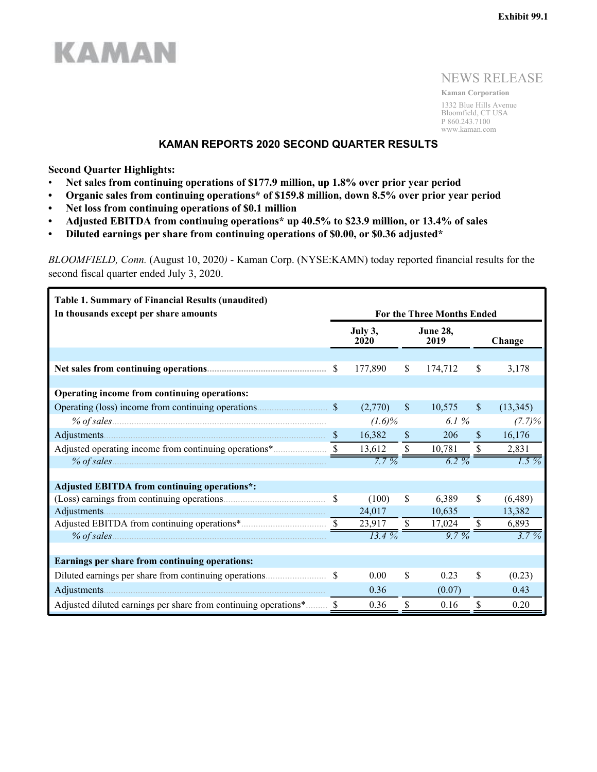Exhibit 99.1

KAMAN

NEWS RELEASE

**Kaman Corporation**

1332 Blue Hills Avenue
Bloomfield, CT USA
P 860.243.7100
www.kaman.com

# KAMAN REPORTS 2020 SECOND QUARTER RESULTS

**Second Quarter Highlights:**

- **Net sales from continuing operations of $177.9 million, up 1.8% over prior year period**
- **Organic sales from continuing operations* of $159.8 million, down 8.5% over prior year period**
- **Net loss from continuing operations of $0.1 million**
- **Adjusted EBITDA from continuing operations* up 40.5% to $23.9 million, or 13.4% of sales**
- **Diluted earnings per share from continuing operations of $0.00, or $0.36 adjusted***

*BLOOMFIELD, Conn.* (August 10, 2020*)* - Kaman Corp. (NYSE:KAMN) today reported financial results for the second fiscal quarter ended July 3, 2020.

| **Table 1. Summary of Financial Results (unaudited)** In thousands except per share amounts | For the Three Months Ended | | |
|---|---|---|---|
| | **July 3, 2020** | **June 28, 2019** | **Change** |
| **Net sales from continuing operations** | $ 177,890 | $ 174,712 | $ 3,178 |
| **Operating income from continuing operations:** | | | |
| Operating (loss) income from continuing operations | $ (2,770) | $ 10,575 | $ (13,345) |
| *% of sales* | *(1.6)%* | *6.1 %* | *(7.7)%* |
| Adjustments | $ 16,382 | $ 206 | $ 16,176 |
| Adjusted operating income from continuing operations* | $ 13,612 | $ 10,781 | $ 2,831 |
| *% of sales* | *7.7 %* | *6.2 %* | *1.5 %* |
| **Adjusted EBITDA from continuing operations*:** | | | |
| (Loss) earnings from continuing operations | $ (100) | $ 6,389 | $ (6,489) |
| Adjustments | 24,017 | 10,635 | 13,382 |
| Adjusted EBITDA from continuing operations* | $ 23,917 | $ 17,024 | $ 6,893 |
| *% of sales* | *13.4 %* | *9.7 %* | *3.7 %* |
| **Earnings per share from continuing operations:** | | | |
| Diluted earnings per share from continuing operations | $ 0.00 | $ 0.23 | $ (0.23) |
| Adjustments | 0.36 | (0.07) | 0.43 |
| Adjusted diluted earnings per share from continuing operations* | $ 0.36 | $ 0.16 | $ 0.20 |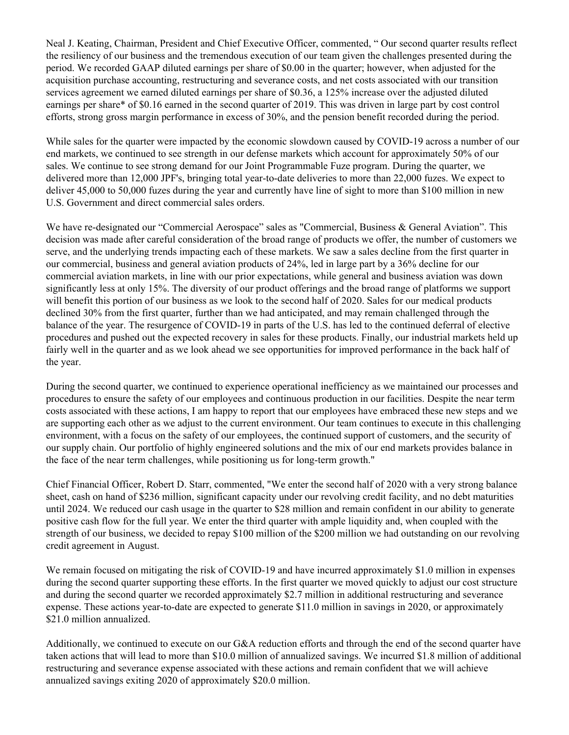Neal J. Keating, Chairman, President and Chief Executive Officer, commented, " Our second quarter results reflect the resiliency of our business and the tremendous execution of our team given the challenges presented during the period. We recorded GAAP diluted earnings per share of $0.00 in the quarter; however, when adjusted for the acquisition purchase accounting, restructuring and severance costs, and net costs associated with our transition services agreement we earned diluted earnings per share of $0.36, a 125% increase over the adjusted diluted earnings per share* of $0.16 earned in the second quarter of 2019. This was driven in large part by cost control efforts, strong gross margin performance in excess of 30%, and the pension benefit recorded during the period.

While sales for the quarter were impacted by the economic slowdown caused by COVID-19 across a number of our end markets, we continued to see strength in our defense markets which account for approximately 50% of our sales. We continue to see strong demand for our Joint Programmable Fuze program. During the quarter, we delivered more than 12,000 JPF's, bringing total year-to-date deliveries to more than 22,000 fuzes. We expect to deliver 45,000 to 50,000 fuzes during the year and currently have line of sight to more than $100 million in new U.S. Government and direct commercial sales orders.

We have re-designated our "Commercial Aerospace" sales as "Commercial, Business & General Aviation". This decision was made after careful consideration of the broad range of products we offer, the number of customers we serve, and the underlying trends impacting each of these markets. We saw a sales decline from the first quarter in our commercial, business and general aviation products of 24%, led in large part by a 36% decline for our commercial aviation markets, in line with our prior expectations, while general and business aviation was down significantly less at only 15%. The diversity of our product offerings and the broad range of platforms we support will benefit this portion of our business as we look to the second half of 2020. Sales for our medical products declined 30% from the first quarter, further than we had anticipated, and may remain challenged through the balance of the year. The resurgence of COVID-19 in parts of the U.S. has led to the continued deferral of elective procedures and pushed out the expected recovery in sales for these products. Finally, our industrial markets held up fairly well in the quarter and as we look ahead we see opportunities for improved performance in the back half of the year.

During the second quarter, we continued to experience operational inefficiency as we maintained our processes and procedures to ensure the safety of our employees and continuous production in our facilities. Despite the near term costs associated with these actions, I am happy to report that our employees have embraced these new steps and we are supporting each other as we adjust to the current environment. Our team continues to execute in this challenging environment, with a focus on the safety of our employees, the continued support of customers, and the security of our supply chain. Our portfolio of highly engineered solutions and the mix of our end markets provides balance in the face of the near term challenges, while positioning us for long-term growth."

Chief Financial Officer, Robert D. Starr, commented, "We enter the second half of 2020 with a very strong balance sheet, cash on hand of $236 million, significant capacity under our revolving credit facility, and no debt maturities until 2024. We reduced our cash usage in the quarter to $28 million and remain confident in our ability to generate positive cash flow for the full year. We enter the third quarter with ample liquidity and, when coupled with the strength of our business, we decided to repay $100 million of the $200 million we had outstanding on our revolving credit agreement in August.

We remain focused on mitigating the risk of COVID-19 and have incurred approximately $1.0 million in expenses during the second quarter supporting these efforts. In the first quarter we moved quickly to adjust our cost structure and during the second quarter we recorded approximately $2.7 million in additional restructuring and severance expense. These actions year-to-date are expected to generate $11.0 million in savings in 2020, or approximately $21.0 million annualized.

Additionally, we continued to execute on our G&A reduction efforts and through the end of the second quarter have taken actions that will lead to more than $10.0 million of annualized savings. We incurred $1.8 million of additional restructuring and severance expense associated with these actions and remain confident that we will achieve annualized savings exiting 2020 of approximately $20.0 million.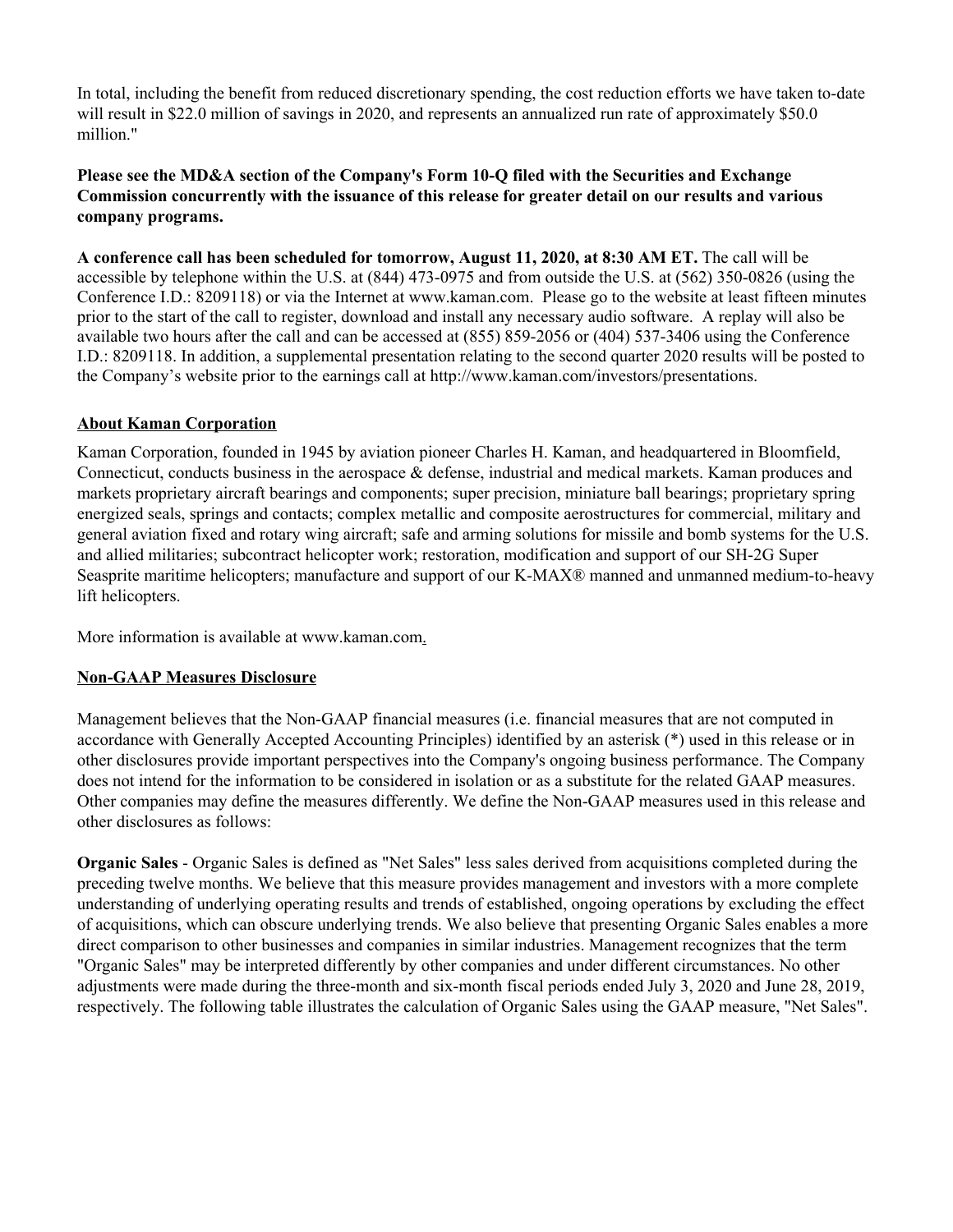In total, including the benefit from reduced discretionary spending, the cost reduction efforts we have taken to-date will result in $22.0 million of savings in 2020, and represents an annualized run rate of approximately $50.0 million."

**Please see the MD&A section of the Company's Form 10-Q filed with the Securities and Exchange Commission concurrently with the issuance of this release for greater detail on our results and various company programs.**

**A conference call has been scheduled for tomorrow, August 11, 2020, at 8:30 AM ET.** The call will be accessible by telephone within the U.S. at (844) 473-0975 and from outside the U.S. at (562) 350-0826 (using the Conference I.D.: 8209118) or via the Internet at www.kaman.com. Please go to the website at least fifteen minutes prior to the start of the call to register, download and install any necessary audio software. A replay will also be available two hours after the call and can be accessed at (855) 859-2056 or (404) 537-3406 using the Conference I.D.: 8209118. In addition, a supplemental presentation relating to the second quarter 2020 results will be posted to the Company's website prior to the earnings call at http://www.kaman.com/investors/presentations.

## About Kaman Corporation

Kaman Corporation, founded in 1945 by aviation pioneer Charles H. Kaman, and headquartered in Bloomfield, Connecticut, conducts business in the aerospace & defense, industrial and medical markets. Kaman produces and markets proprietary aircraft bearings and components; super precision, miniature ball bearings; proprietary spring energized seals, springs and contacts; complex metallic and composite aerostructures for commercial, military and general aviation fixed and rotary wing aircraft; safe and arming solutions for missile and bomb systems for the U.S. and allied militaries; subcontract helicopter work; restoration, modification and support of our SH-2G Super Seasprite maritime helicopters; manufacture and support of our K-MAX® manned and unmanned medium-to-heavy lift helicopters.

More information is available at www.kaman.com.

## Non-GAAP Measures Disclosure

Management believes that the Non-GAAP financial measures (i.e. financial measures that are not computed in accordance with Generally Accepted Accounting Principles) identified by an asterisk (*) used in this release or in other disclosures provide important perspectives into the Company's ongoing business performance. The Company does not intend for the information to be considered in isolation or as a substitute for the related GAAP measures. Other companies may define the measures differently. We define the Non-GAAP measures used in this release and other disclosures as follows:

**Organic Sales** - Organic Sales is defined as "Net Sales" less sales derived from acquisitions completed during the preceding twelve months. We believe that this measure provides management and investors with a more complete understanding of underlying operating results and trends of established, ongoing operations by excluding the effect of acquisitions, which can obscure underlying trends. We also believe that presenting Organic Sales enables a more direct comparison to other businesses and companies in similar industries. Management recognizes that the term "Organic Sales" may be interpreted differently by other companies and under different circumstances. No other adjustments were made during the three-month and six-month fiscal periods ended July 3, 2020 and June 28, 2019, respectively. The following table illustrates the calculation of Organic Sales using the GAAP measure, "Net Sales".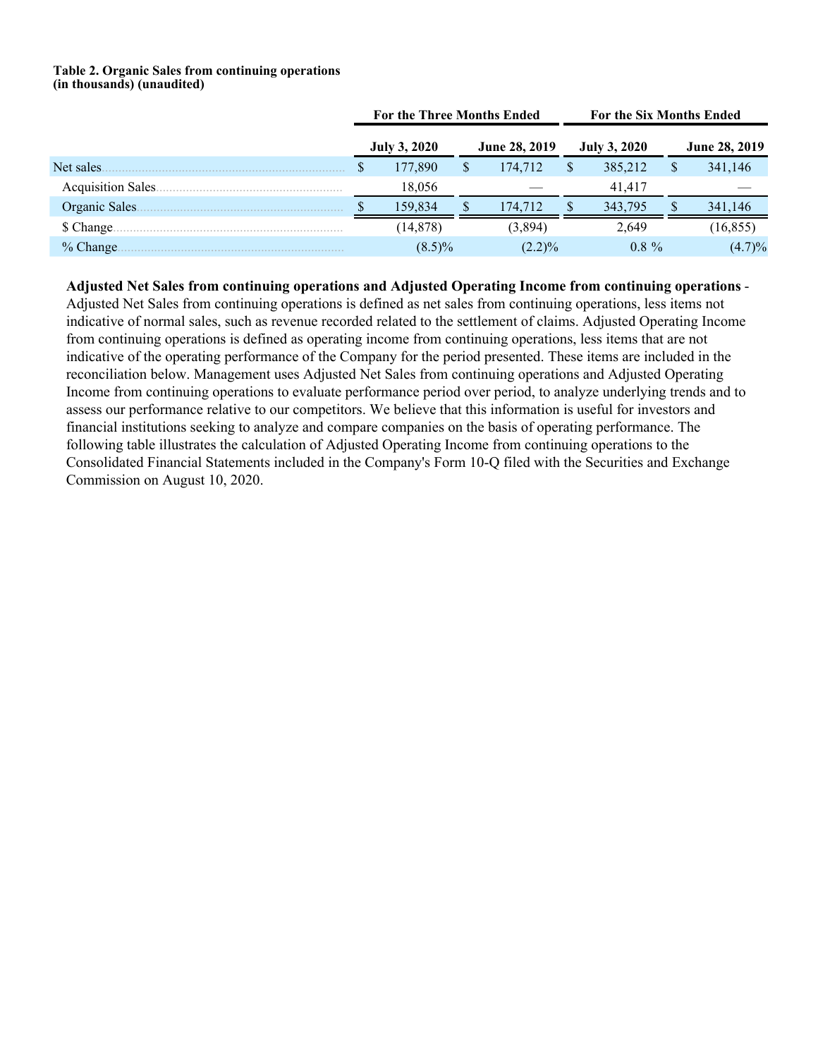**Table 2. Organic Sales from continuing operations**
**(in thousands) (unaudited)**

| | For the Three Months Ended | | For the Six Months Ended | |
|---|---|---|---|---|
| | July 3, 2020 | June 28, 2019 | July 3, 2020 | June 28, 2019 |
| Net sales | $ 177,890 | $ 174,712 | $ 385,212 | $ 341,146 |
| Acquisition Sales | 18,056 | — | 41,417 | — |
| Organic Sales | $ 159,834 | $ 174,712 | $ 343,795 | $ 341,146 |
| $ Change | (14,878) | (3,894) | 2,649 | (16,855) |
| % Change | (8.5)% | (2.2)% | 0.8 % | (4.7)% |

**Adjusted Net Sales from continuing operations and Adjusted Operating Income from continuing operations** - Adjusted Net Sales from continuing operations is defined as net sales from continuing operations, less items not indicative of normal sales, such as revenue recorded related to the settlement of claims. Adjusted Operating Income from continuing operations is defined as operating income from continuing operations, less items that are not indicative of the operating performance of the Company for the period presented. These items are included in the reconciliation below. Management uses Adjusted Net Sales from continuing operations and Adjusted Operating Income from continuing operations to evaluate performance period over period, to analyze underlying trends and to assess our performance relative to our competitors. We believe that this information is useful for investors and financial institutions seeking to analyze and compare companies on the basis of operating performance. The following table illustrates the calculation of Adjusted Operating Income from continuing operations to the Consolidated Financial Statements included in the Company's Form 10-Q filed with the Securities and Exchange Commission on August 10, 2020.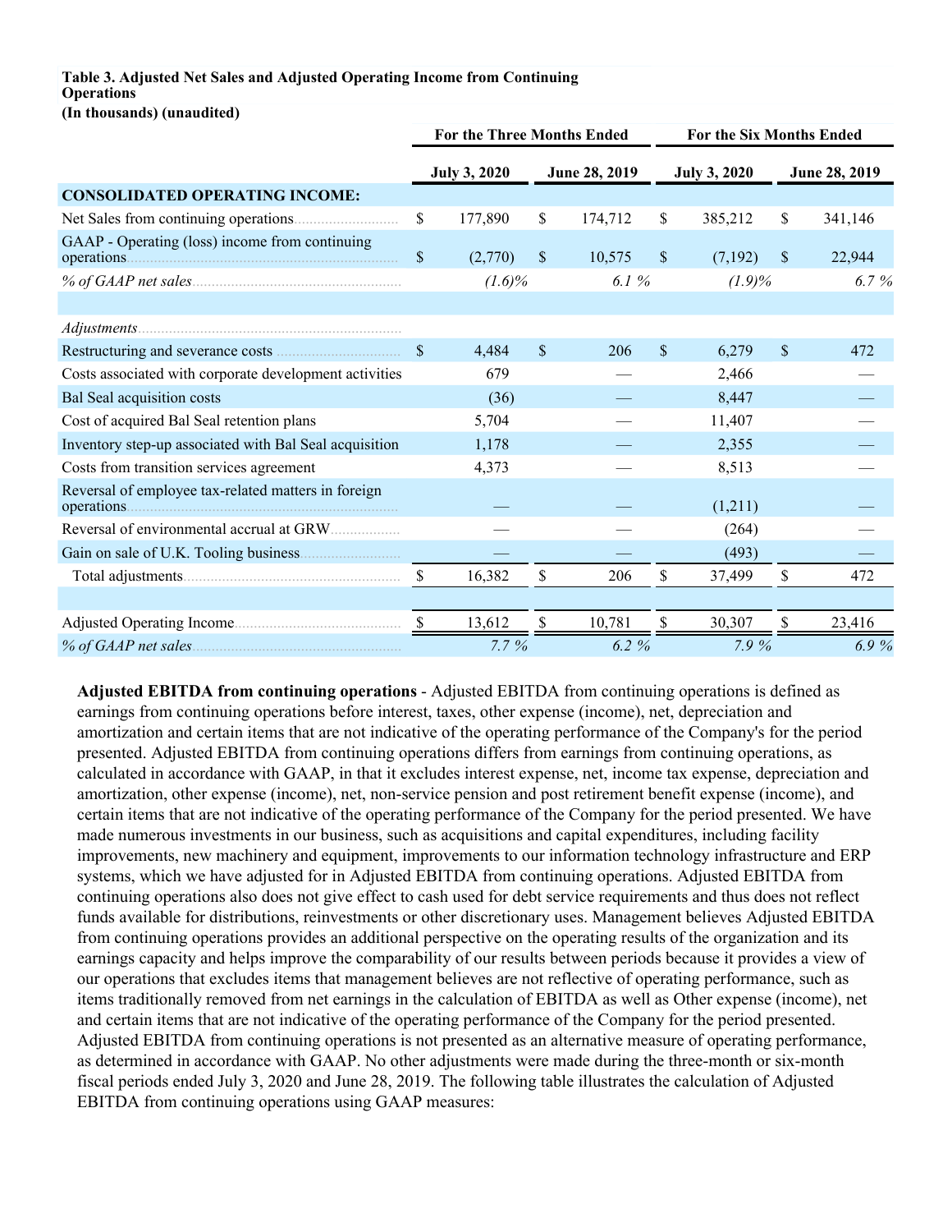**Table 3. Adjusted Net Sales and Adjusted Operating Income from Continuing Operations**
**(In thousands) (unaudited)**

| | For the Three Months Ended | | For the Six Months Ended | |
|---|---|---|---|---|
| | July 3, 2020 | June 28, 2019 | July 3, 2020 | June 28, 2019 |
| **CONSOLIDATED OPERATING INCOME:** | | | | |
| Net Sales from continuing operations | $ 177,890 | $ 174,712 | $ 385,212 | $ 341,146 |
| GAAP - Operating (loss) income from continuing operations | $ (2,770) | $ 10,575 | $ (7,192) | $ 22,944 |
| *% of GAAP net sales* | *(1.6)%* | *6.1 %* | *(1.9)%* | *6.7 %* |
| | | | | |
| *Adjustments* | | | | |
| Restructuring and severance costs | $ 4,484 | $ 206 | $ 6,279 | $ 472 |
| Costs associated with corporate development activities | 679 | — | 2,466 | — |
| Bal Seal acquisition costs | (36) | — | 8,447 | — |
| Cost of acquired Bal Seal retention plans | 5,704 | — | 11,407 | — |
| Inventory step-up associated with Bal Seal acquisition | 1,178 | — | 2,355 | — |
| Costs from transition services agreement | 4,373 | — | 8,513 | — |
| Reversal of employee tax-related matters in foreign operations | — | — | (1,211) | — |
| Reversal of environmental accrual at GRW | — | — | (264) | — |
| Gain on sale of U.K. Tooling business | — | — | (493) | — |
| Total adjustments | $ 16,382 | $ 206 | $ 37,499 | $ 472 |
| | | | | |
| Adjusted Operating Income | $ 13,612 | $ 10,781 | $ 30,307 | $ 23,416 |
| *% of GAAP net sales* | *7.7 %* | *6.2 %* | *7.9 %* | *6.9 %* |

**Adjusted EBITDA from continuing operations** - Adjusted EBITDA from continuing operations is defined as earnings from continuing operations before interest, taxes, other expense (income), net, depreciation and amortization and certain items that are not indicative of the operating performance of the Company's for the period presented. Adjusted EBITDA from continuing operations differs from earnings from continuing operations, as calculated in accordance with GAAP, in that it excludes interest expense, net, income tax expense, depreciation and amortization, other expense (income), net, non-service pension and post retirement benefit expense (income), and certain items that are not indicative of the operating performance of the Company for the period presented. We have made numerous investments in our business, such as acquisitions and capital expenditures, including facility improvements, new machinery and equipment, improvements to our information technology infrastructure and ERP systems, which we have adjusted for in Adjusted EBITDA from continuing operations. Adjusted EBITDA from continuing operations also does not give effect to cash used for debt service requirements and thus does not reflect funds available for distributions, reinvestments or other discretionary uses. Management believes Adjusted EBITDA from continuing operations provides an additional perspective on the operating results of the organization and its earnings capacity and helps improve the comparability of our results between periods because it provides a view of our operations that excludes items that management believes are not reflective of operating performance, such as items traditionally removed from net earnings in the calculation of EBITDA as well as Other expense (income), net and certain items that are not indicative of the operating performance of the Company for the period presented. Adjusted EBITDA from continuing operations is not presented as an alternative measure of operating performance, as determined in accordance with GAAP. No other adjustments were made during the three-month or six-month fiscal periods ended July 3, 2020 and June 28, 2019. The following table illustrates the calculation of Adjusted EBITDA from continuing operations using GAAP measures: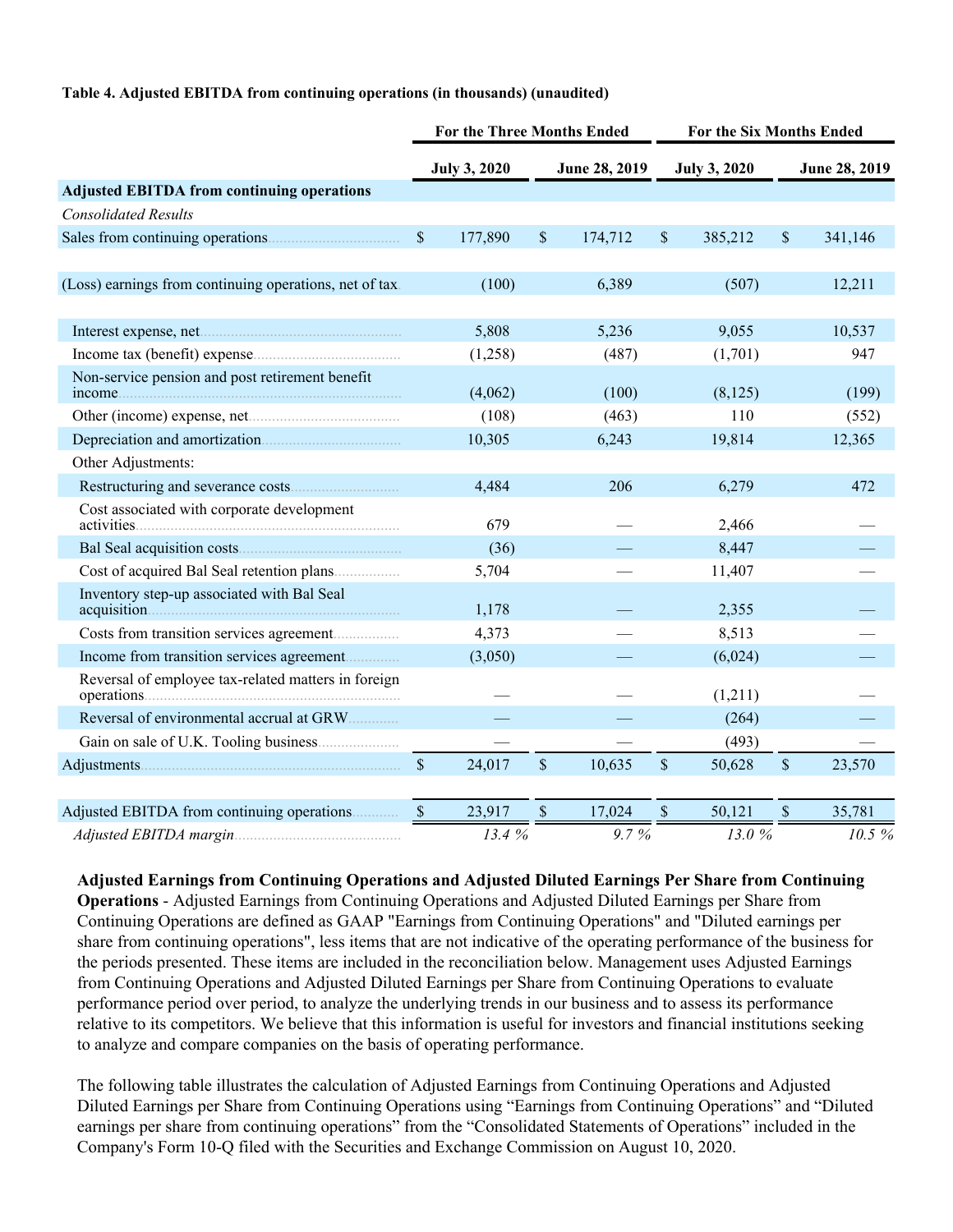**Table 4. Adjusted EBITDA from continuing operations (in thousands) (unaudited)**

| | For the Three Months Ended | | For the Six Months Ended | |
|---|---|---|---|---|
| | July 3, 2020 | June 28, 2019 | July 3, 2020 | June 28, 2019 |
| **Adjusted EBITDA from continuing operations** | | | | |
| *Consolidated Results* | | | | |
| Sales from continuing operations | $ 177,890 | $ 174,712 | $ 385,212 | $ 341,146 |
| | | | | |
| (Loss) earnings from continuing operations, net of tax | (100) | 6,389 | (507) | 12,211 |
| | | | | |
| Interest expense, net | 5,808 | 5,236 | 9,055 | 10,537 |
| Income tax (benefit) expense | (1,258) | (487) | (1,701) | 947 |
| Non-service pension and post retirement benefit income | (4,062) | (100) | (8,125) | (199) |
| Other (income) expense, net | (108) | (463) | 110 | (552) |
| Depreciation and amortization | 10,305 | 6,243 | 19,814 | 12,365 |
| Other Adjustments: | | | | |
| Restructuring and severance costs | 4,484 | 206 | 6,279 | 472 |
| Cost associated with corporate development activities | 679 | — | 2,466 | — |
| Bal Seal acquisition costs | (36) | — | 8,447 | — |
| Cost of acquired Bal Seal retention plans | 5,704 | — | 11,407 | — |
| Inventory step-up associated with Bal Seal acquisition | 1,178 | — | 2,355 | — |
| Costs from transition services agreement | 4,373 | — | 8,513 | — |
| Income from transition services agreement | (3,050) | — | (6,024) | — |
| Reversal of employee tax-related matters in foreign operations | — | — | (1,211) | — |
| Reversal of environmental accrual at GRW | — | — | (264) | — |
| Gain on sale of U.K. Tooling business | — | — | (493) | — |
| Adjustments | $ 24,017 | $ 10,635 | $ 50,628 | $ 23,570 |
| | | | | |
| Adjusted EBITDA from continuing operations | $ 23,917 | $ 17,024 | $ 50,121 | $ 35,781 |
| *Adjusted EBITDA margin* | *13.4 %* | *9.7 %* | *13.0 %* | *10.5 %* |

**Adjusted Earnings from Continuing Operations and Adjusted Diluted Earnings Per Share from Continuing Operations** - Adjusted Earnings from Continuing Operations and Adjusted Diluted Earnings per Share from Continuing Operations are defined as GAAP "Earnings from Continuing Operations" and "Diluted earnings per share from continuing operations", less items that are not indicative of the operating performance of the business for the periods presented. These items are included in the reconciliation below. Management uses Adjusted Earnings from Continuing Operations and Adjusted Diluted Earnings per Share from Continuing Operations to evaluate performance period over period, to analyze the underlying trends in our business and to assess its performance relative to its competitors. We believe that this information is useful for investors and financial institutions seeking to analyze and compare companies on the basis of operating performance.

The following table illustrates the calculation of Adjusted Earnings from Continuing Operations and Adjusted Diluted Earnings per Share from Continuing Operations using "Earnings from Continuing Operations" and "Diluted earnings per share from continuing operations" from the "Consolidated Statements of Operations" included in the Company's Form 10-Q filed with the Securities and Exchange Commission on August 10, 2020.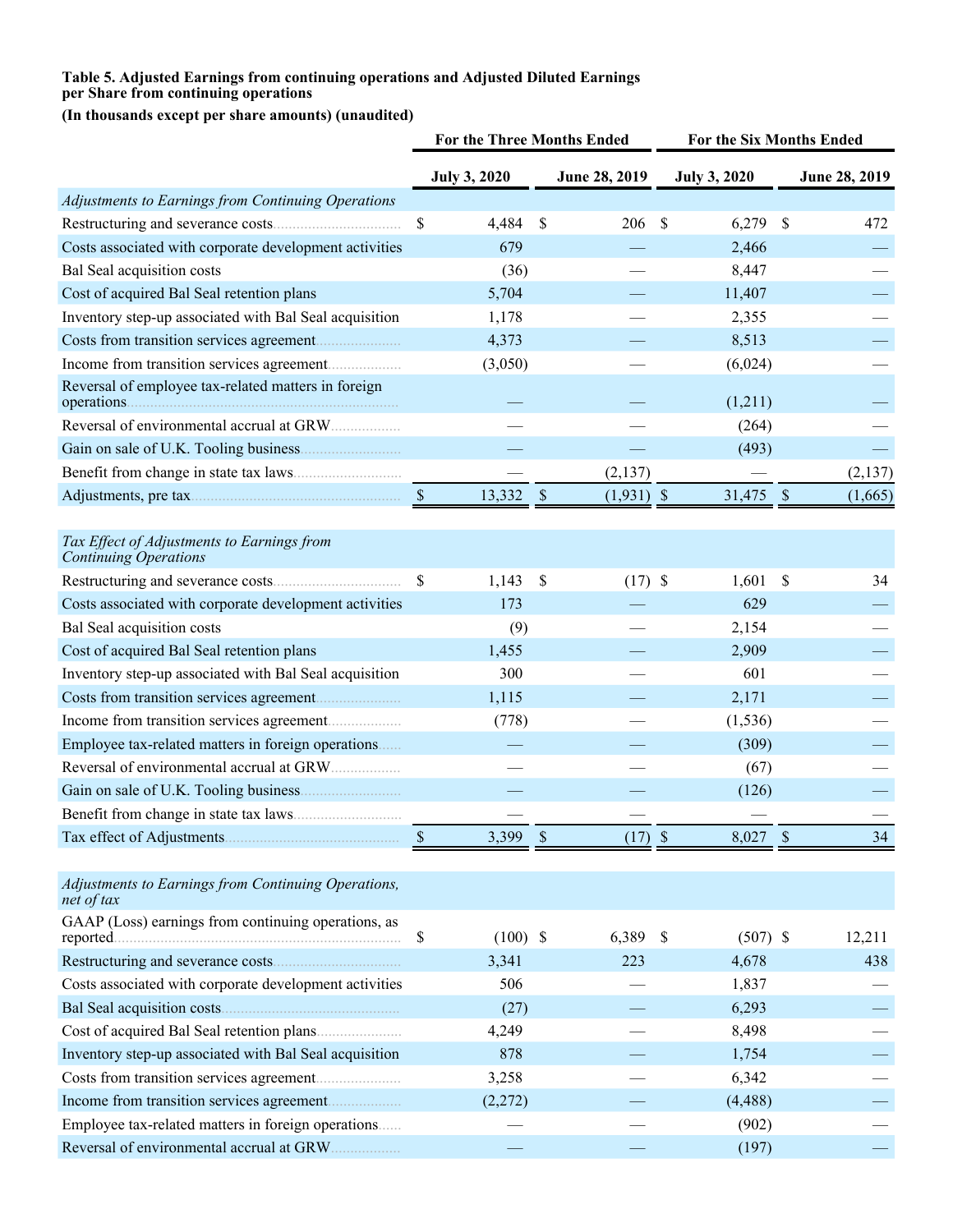**Table 5. Adjusted Earnings from continuing operations and Adjusted Diluted Earnings per Share from continuing operations**

**(In thousands except per share amounts) (unaudited)**

| | For the Three Months Ended | | For the Six Months Ended | |
|---|---|---|---|---|
| | July 3, 2020 | June 28, 2019 | July 3, 2020 | June 28, 2019 |
| *Adjustments to Earnings from Continuing Operations* | | | | |
| Restructuring and severance costs | $ 4,484 | $ 206 | $ 6,279 | $ 472 |
| Costs associated with corporate development activities | 679 | — | 2,466 | — |
| Bal Seal acquisition costs | (36) | — | 8,447 | — |
| Cost of acquired Bal Seal retention plans | 5,704 | — | 11,407 | — |
| Inventory step-up associated with Bal Seal acquisition | 1,178 | — | 2,355 | — |
| Costs from transition services agreement | 4,373 | — | 8,513 | — |
| Income from transition services agreement | (3,050) | — | (6,024) | — |
| Reversal of employee tax-related matters in foreign operations | — | — | (1,211) | — |
| Reversal of environmental accrual at GRW | — | — | (264) | — |
| Gain on sale of U.K. Tooling business | — | — | (493) | — |
| Benefit from change in state tax laws | — | (2,137) | — | (2,137) |
| Adjustments, pre tax | $ 13,332 | $ (1,931) | $ 31,475 | $ (1,665) |
| | | | | |
| *Tax Effect of Adjustments to Earnings from Continuing Operations* | | | | |
| Restructuring and severance costs | $ 1,143 | $ (17) | $ 1,601 | $ 34 |
| Costs associated with corporate development activities | 173 | — | 629 | — |
| Bal Seal acquisition costs | (9) | — | 2,154 | — |
| Cost of acquired Bal Seal retention plans | 1,455 | — | 2,909 | — |
| Inventory step-up associated with Bal Seal acquisition | 300 | — | 601 | — |
| Costs from transition services agreement | 1,115 | — | 2,171 | — |
| Income from transition services agreement | (778) | — | (1,536) | — |
| Employee tax-related matters in foreign operations | — | — | (309) | — |
| Reversal of environmental accrual at GRW | — | — | (67) | — |
| Gain on sale of U.K. Tooling business | — | — | (126) | — |
| Benefit from change in state tax laws | — | — | — | — |
| Tax effect of Adjustments | $ 3,399 | $ (17) | $ 8,027 | $ 34 |
| | | | | |
| *Adjustments to Earnings from Continuing Operations, net of tax* | | | | |
| GAAP (Loss) earnings from continuing operations, as reported | $ (100) | $ 6,389 | $ (507) | $ 12,211 |
| Restructuring and severance costs | 3,341 | 223 | 4,678 | 438 |
| Costs associated with corporate development activities | 506 | — | 1,837 | — |
| Bal Seal acquisition costs | (27) | — | 6,293 | — |
| Cost of acquired Bal Seal retention plans | 4,249 | — | 8,498 | — |
| Inventory step-up associated with Bal Seal acquisition | 878 | — | 1,754 | — |
| Costs from transition services agreement | 3,258 | — | 6,342 | — |
| Income from transition services agreement | (2,272) | — | (4,488) | — |
| Employee tax-related matters in foreign operations | — | — | (902) | — |
| Reversal of environmental accrual at GRW | — | — | (197) | — |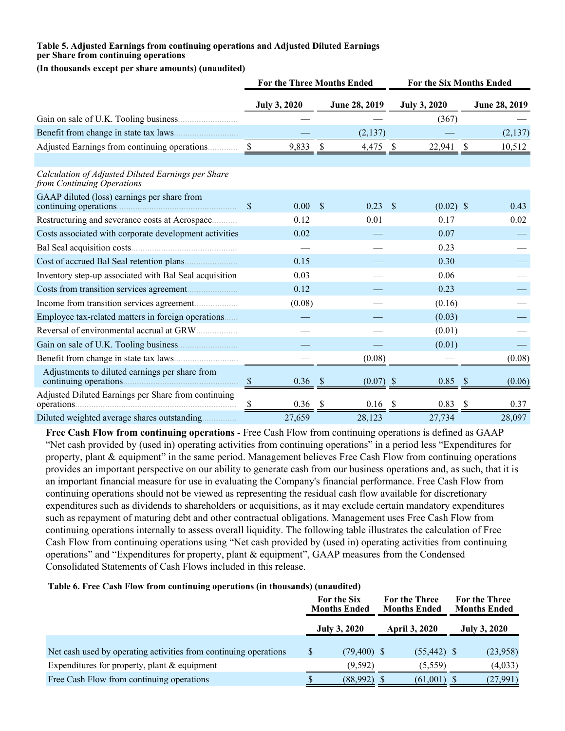**Table 5. Adjusted Earnings from continuing operations and Adjusted Diluted Earnings per Share from continuing operations**

**(In thousands except per share amounts) (unaudited)**

| | For the Three Months Ended | | For the Six Months Ended | |
|---|---|---|---|---|
| | July 3, 2020 | June 28, 2019 | July 3, 2020 | June 28, 2019 |
| Gain on sale of U.K. Tooling business | — | — | (367) | — |
| Benefit from change in state tax laws | — | (2,137) | — | (2,137) |
| Adjusted Earnings from continuing operations | $ 9,833 | $ 4,475 | $ 22,941 | $ 10,512 |
| | | | | |
| *Calculation of Adjusted Diluted Earnings per Share from Continuing Operations* | | | | |
| GAAP diluted (loss) earnings per share from continuing operations | $ 0.00 | $ 0.23 | $ (0.02) | $ 0.43 |
| Restructuring and severance costs at Aerospace | 0.12 | 0.01 | 0.17 | 0.02 |
| Costs associated with corporate development activities | 0.02 | — | 0.07 | — |
| Bal Seal acquisition costs | — | — | 0.23 | — |
| Cost of accrued Bal Seal retention plans | 0.15 | — | 0.30 | — |
| Inventory step-up associated with Bal Seal acquisition | 0.03 | — | 0.06 | — |
| Costs from transition services agreement | 0.12 | — | 0.23 | — |
| Income from transition services agreement | (0.08) | — | (0.16) | — |
| Employee tax-related matters in foreign operations | — | — | (0.03) | — |
| Reversal of environmental accrual at GRW | — | — | (0.01) | — |
| Gain on sale of U.K. Tooling business | — | — | (0.01) | — |
| Benefit from change in state tax laws | — | (0.08) | — | (0.08) |
| Adjustments to diluted earnings per share from continuing operations | $ 0.36 | $ (0.07) | $ 0.85 | $ (0.06) |
| Adjusted Diluted Earnings per Share from continuing operations | $ 0.36 | $ 0.16 | $ 0.83 | $ 0.37 |
| Diluted weighted average shares outstanding | 27,659 | 28,123 | 27,734 | 28,097 |

**Free Cash Flow from continuing operations** - Free Cash Flow from continuing operations is defined as GAAP "Net cash provided by (used in) operating activities from continuing operations" in a period less "Expenditures for property, plant & equipment" in the same period. Management believes Free Cash Flow from continuing operations provides an important perspective on our ability to generate cash from our business operations and, as such, that it is an important financial measure for use in evaluating the Company's financial performance. Free Cash Flow from continuing operations should not be viewed as representing the residual cash flow available for discretionary expenditures such as dividends to shareholders or acquisitions, as it may exclude certain mandatory expenditures such as repayment of maturing debt and other contractual obligations. Management uses Free Cash Flow from continuing operations internally to assess overall liquidity. The following table illustrates the calculation of Free Cash Flow from continuing operations using "Net cash provided by (used in) operating activities from continuing operations" and "Expenditures for property, plant & equipment", GAAP measures from the Condensed Consolidated Statements of Cash Flows included in this release.

**Table 6. Free Cash Flow from continuing operations (in thousands) (unaudited)**

| | For the Six Months Ended | For the Three Months Ended | For the Three Months Ended |
|---|---|---|---|
| | July 3, 2020 | April 3, 2020 | July 3, 2020 |
| Net cash used by operating activities from continuing operations | $ (79,400) | $ (55,442) | $ (23,958) |
| Expenditures for property, plant & equipment | (9,592) | (5,559) | (4,033) |
| Free Cash Flow from continuing operations | $ (88,992) | $ (61,001) | $ (27,991) |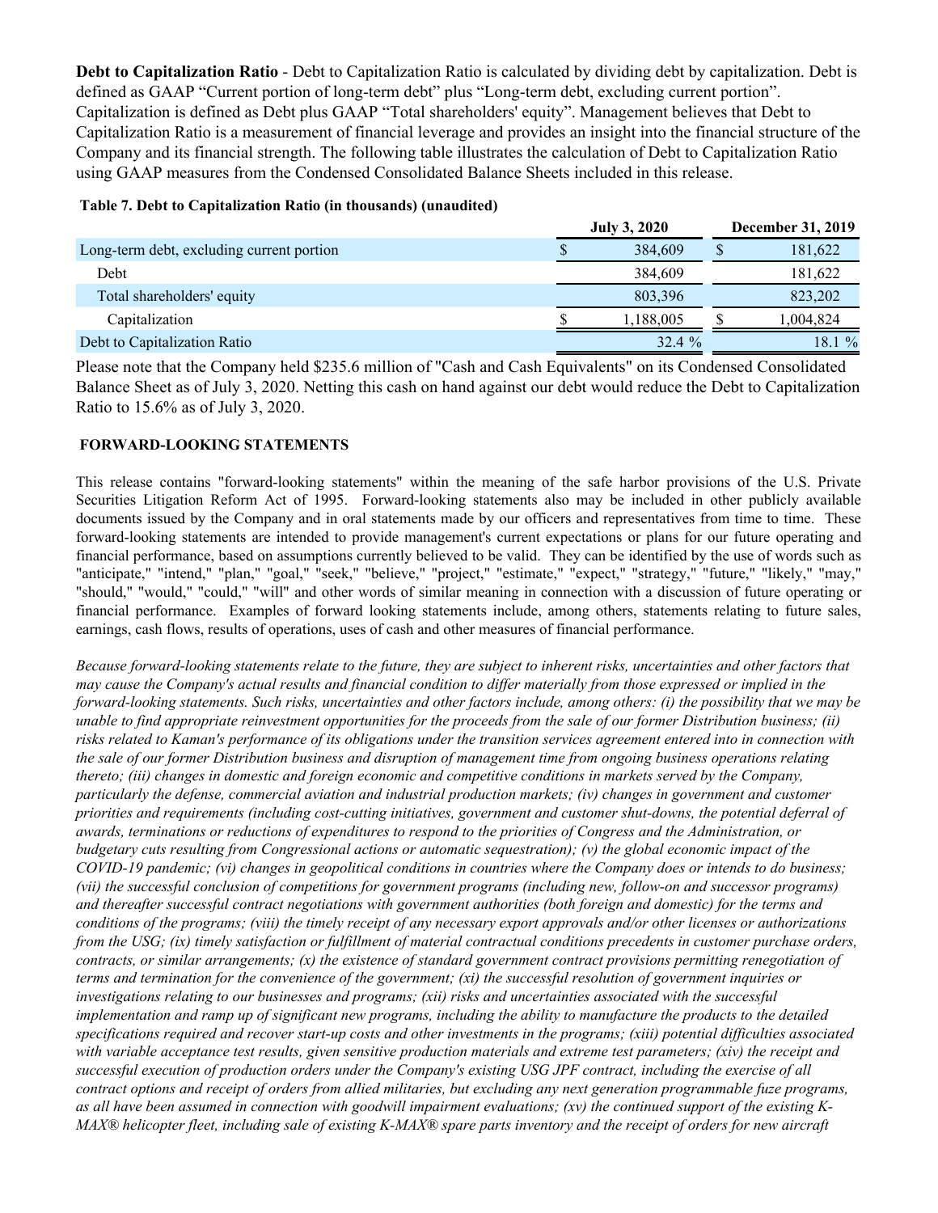**Debt to Capitalization Ratio** - Debt to Capitalization Ratio is calculated by dividing debt by capitalization. Debt is defined as GAAP "Current portion of long-term debt" plus "Long-term debt, excluding current portion". Capitalization is defined as Debt plus GAAP "Total shareholders' equity". Management believes that Debt to Capitalization Ratio is a measurement of financial leverage and provides an insight into the financial structure of the Company and its financial strength. The following table illustrates the calculation of Debt to Capitalization Ratio using GAAP measures from the Condensed Consolidated Balance Sheets included in this release.

**Table 7. Debt to Capitalization Ratio (in thousands) (unaudited)**

| | July 3, 2020 | December 31, 2019 |
|---|---|---|
| Long-term debt, excluding current portion | $ 384,609 | $ 181,622 |
| Debt | 384,609 | 181,622 |
| Total shareholders' equity | 803,396 | 823,202 |
| Capitalization | $ 1,188,005 | $ 1,004,824 |
| Debt to Capitalization Ratio | 32.4 % | 18.1 % |

Please note that the Company held $235.6 million of "Cash and Cash Equivalents" on its Condensed Consolidated Balance Sheet as of July 3, 2020. Netting this cash on hand against our debt would reduce the Debt to Capitalization Ratio to 15.6% as of July 3, 2020.

**FORWARD-LOOKING STATEMENTS**

This release contains "forward-looking statements" within the meaning of the safe harbor provisions of the U.S. Private Securities Litigation Reform Act of 1995. Forward-looking statements also may be included in other publicly available documents issued by the Company and in oral statements made by our officers and representatives from time to time. These forward-looking statements are intended to provide management's current expectations or plans for our future operating and financial performance, based on assumptions currently believed to be valid. They can be identified by the use of words such as "anticipate," "intend," "plan," "goal," "seek," "believe," "project," "estimate," "expect," "strategy," "future," "likely," "may," "should," "would," "could," "will" and other words of similar meaning in connection with a discussion of future operating or financial performance. Examples of forward looking statements include, among others, statements relating to future sales, earnings, cash flows, results of operations, uses of cash and other measures of financial performance.

*Because forward-looking statements relate to the future, they are subject to inherent risks, uncertainties and other factors that may cause the Company's actual results and financial condition to differ materially from those expressed or implied in the forward-looking statements. Such risks, uncertainties and other factors include, among others: (i) the possibility that we may be unable to find appropriate reinvestment opportunities for the proceeds from the sale of our former Distribution business; (ii) risks related to Kaman's performance of its obligations under the transition services agreement entered into in connection with the sale of our former Distribution business and disruption of management time from ongoing business operations relating thereto; (iii) changes in domestic and foreign economic and competitive conditions in markets served by the Company, particularly the defense, commercial aviation and industrial production markets; (iv) changes in government and customer priorities and requirements (including cost-cutting initiatives, government and customer shut-downs, the potential deferral of awards, terminations or reductions of expenditures to respond to the priorities of Congress and the Administration, or budgetary cuts resulting from Congressional actions or automatic sequestration); (v) the global economic impact of the COVID-19 pandemic; (vi) changes in geopolitical conditions in countries where the Company does or intends to do business; (vii) the successful conclusion of competitions for government programs (including new, follow-on and successor programs) and thereafter successful contract negotiations with government authorities (both foreign and domestic) for the terms and conditions of the programs; (viii) the timely receipt of any necessary export approvals and/or other licenses or authorizations from the USG; (ix) timely satisfaction or fulfillment of material contractual conditions precedents in customer purchase orders, contracts, or similar arrangements; (x) the existence of standard government contract provisions permitting renegotiation of terms and termination for the convenience of the government; (xi) the successful resolution of government inquiries or investigations relating to our businesses and programs; (xii) risks and uncertainties associated with the successful implementation and ramp up of significant new programs, including the ability to manufacture the products to the detailed specifications required and recover start-up costs and other investments in the programs; (xiii) potential difficulties associated with variable acceptance test results, given sensitive production materials and extreme test parameters; (xiv) the receipt and successful execution of production orders under the Company's existing USG JPF contract, including the exercise of all contract options and receipt of orders from allied militaries, but excluding any next generation programmable fuze programs, as all have been assumed in connection with goodwill impairment evaluations; (xv) the continued support of the existing K-MAX® helicopter fleet, including sale of existing K-MAX® spare parts inventory and the receipt of orders for new aircraft*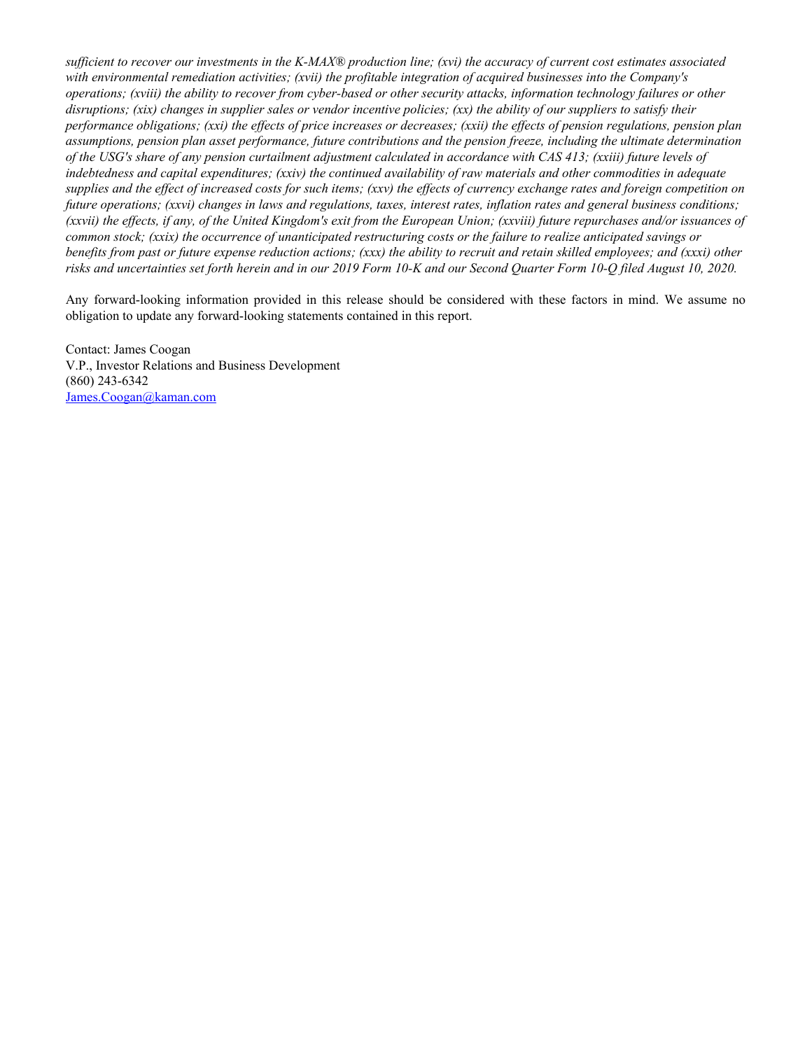*sufficient to recover our investments in the K-MAX® production line; (xvi) the accuracy of current cost estimates associated with environmental remediation activities; (xvii) the profitable integration of acquired businesses into the Company's operations; (xviii) the ability to recover from cyber-based or other security attacks, information technology failures or other disruptions; (xix) changes in supplier sales or vendor incentive policies; (xx) the ability of our suppliers to satisfy their performance obligations; (xxi) the effects of price increases or decreases; (xxii) the effects of pension regulations, pension plan assumptions, pension plan asset performance, future contributions and the pension freeze, including the ultimate determination of the USG's share of any pension curtailment adjustment calculated in accordance with CAS 413; (xxiii) future levels of indebtedness and capital expenditures; (xxiv) the continued availability of raw materials and other commodities in adequate supplies and the effect of increased costs for such items; (xxv) the effects of currency exchange rates and foreign competition on future operations; (xxvi) changes in laws and regulations, taxes, interest rates, inflation rates and general business conditions; (xxvii) the effects, if any, of the United Kingdom's exit from the European Union; (xxviii) future repurchases and/or issuances of common stock; (xxix) the occurrence of unanticipated restructuring costs or the failure to realize anticipated savings or benefits from past or future expense reduction actions; (xxx) the ability to recruit and retain skilled employees; and (xxxi) other risks and uncertainties set forth herein and in our 2019 Form 10-K and our Second Quarter Form 10-Q filed August 10, 2020.*

Any forward-looking information provided in this release should be considered with these factors in mind. We assume no obligation to update any forward-looking statements contained in this report.

Contact: James Coogan
V.P., Investor Relations and Business Development
(860) 243-6342
James.Coogan@kaman.com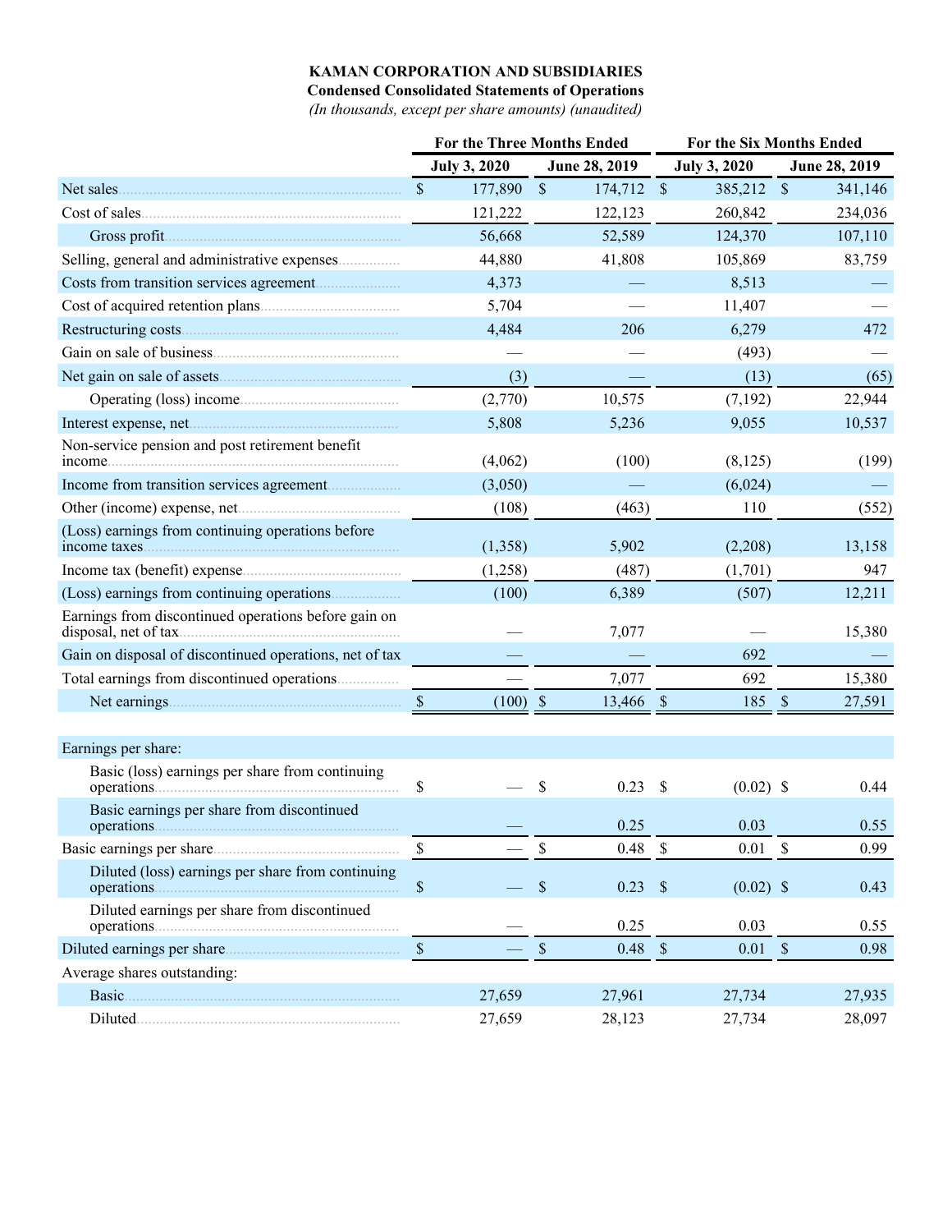**KAMAN CORPORATION AND SUBSIDIARIES**
**Condensed Consolidated Statements of Operations**
*(In thousands, except per share amounts) (unaudited)*

| | For the Three Months Ended | | For the Six Months Ended | |
|---|---|---|---|---|
| | July 3, 2020 | June 28, 2019 | July 3, 2020 | June 28, 2019 |
| Net sales | $ 177,890 | $ 174,712 | $ 385,212 | $ 341,146 |
| Cost of sales | 121,222 | 122,123 | 260,842 | 234,036 |
| Gross profit | 56,668 | 52,589 | 124,370 | 107,110 |
| Selling, general and administrative expenses | 44,880 | 41,808 | 105,869 | 83,759 |
| Costs from transition services agreement | 4,373 | — | 8,513 | — |
| Cost of acquired retention plans | 5,704 | — | 11,407 | — |
| Restructuring costs | 4,484 | 206 | 6,279 | 472 |
| Gain on sale of business | — | — | (493) | — |
| Net gain on sale of assets | (3) | — | (13) | (65) |
| Operating (loss) income | (2,770) | 10,575 | (7,192) | 22,944 |
| Interest expense, net | 5,808 | 5,236 | 9,055 | 10,537 |
| Non-service pension and post retirement benefit income | (4,062) | (100) | (8,125) | (199) |
| Income from transition services agreement | (3,050) | — | (6,024) | — |
| Other (income) expense, net | (108) | (463) | 110 | (552) |
| (Loss) earnings from continuing operations before income taxes | (1,358) | 5,902 | (2,208) | 13,158 |
| Income tax (benefit) expense | (1,258) | (487) | (1,701) | 947 |
| (Loss) earnings from continuing operations | (100) | 6,389 | (507) | 12,211 |
| Earnings from discontinued operations before gain on disposal, net of tax | — | 7,077 | — | 15,380 |
| Gain on disposal of discontinued operations, net of tax | — | — | 692 | — |
| Total earnings from discontinued operations | — | 7,077 | 692 | 15,380 |
| Net earnings | $ (100) | $ 13,466 | $ 185 | $ 27,591 |
| | | | | |
| Earnings per share: | | | | |
| Basic (loss) earnings per share from continuing operations | $ — | $ 0.23 | $ (0.02) | $ 0.44 |
| Basic earnings per share from discontinued operations | — | 0.25 | 0.03 | 0.55 |
| Basic earnings per share | $ — | $ 0.48 | $ 0.01 | $ 0.99 |
| Diluted (loss) earnings per share from continuing operations | $ — | $ 0.23 | $ (0.02) | $ 0.43 |
| Diluted earnings per share from discontinued operations | — | 0.25 | 0.03 | 0.55 |
| Diluted earnings per share | $ — | $ 0.48 | $ 0.01 | $ 0.98 |
| Average shares outstanding: | | | | |
| Basic | 27,659 | 27,961 | 27,734 | 27,935 |
| Diluted | 27,659 | 28,123 | 27,734 | 28,097 |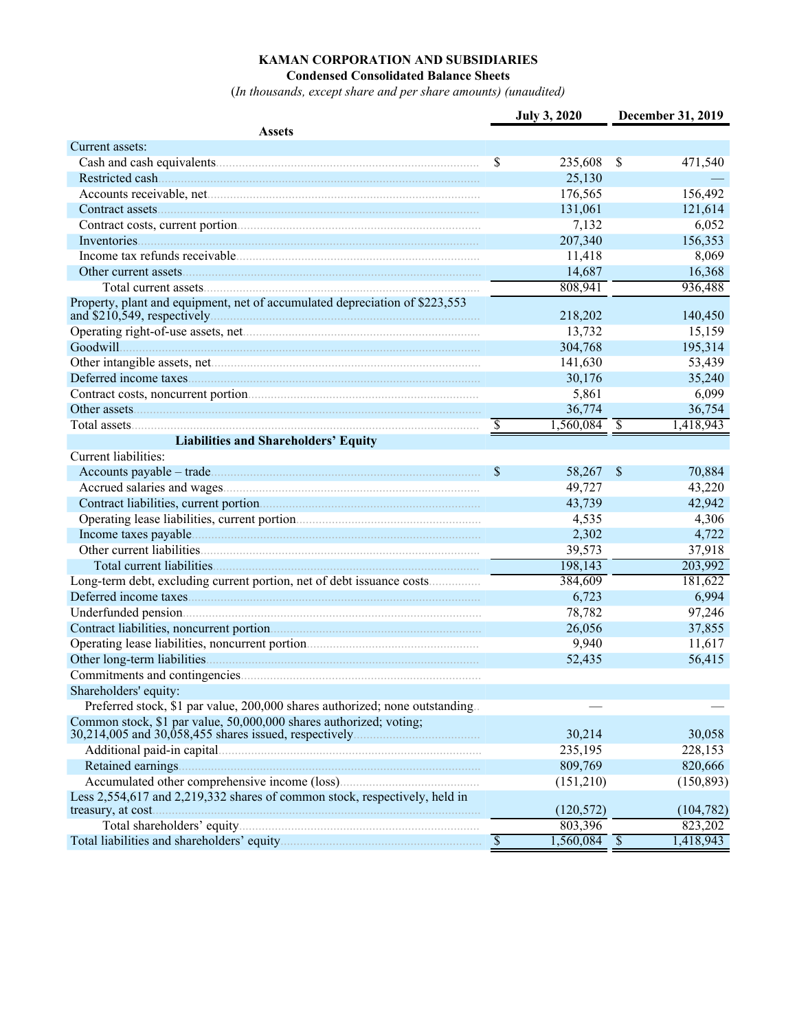**KAMAN CORPORATION AND SUBSIDIARIES**

**Condensed Consolidated Balance Sheets**

*(In thousands, except share and per share amounts) (unaudited)*

| | July 3, 2020 | December 31, 2019 |
|---|---|---|
| **Assets** | | |
| Current assets: | | |
| Cash and cash equivalents | $ 235,608 | $ 471,540 |
| Restricted cash | 25,130 | — |
| Accounts receivable, net | 176,565 | 156,492 |
| Contract assets | 131,061 | 121,614 |
| Contract costs, current portion | 7,132 | 6,052 |
| Inventories | 207,340 | 156,353 |
| Income tax refunds receivable | 11,418 | 8,069 |
| Other current assets | 14,687 | 16,368 |
| Total current assets | 808,941 | 936,488 |
| Property, plant and equipment, net of accumulated depreciation of $223,553 and $210,549, respectively | 218,202 | 140,450 |
| Operating right-of-use assets, net | 13,732 | 15,159 |
| Goodwill | 304,768 | 195,314 |
| Other intangible assets, net | 141,630 | 53,439 |
| Deferred income taxes | 30,176 | 35,240 |
| Contract costs, noncurrent portion | 5,861 | 6,099 |
| Other assets | 36,774 | 36,754 |
| Total assets | $ 1,560,084 | $ 1,418,943 |
| **Liabilities and Shareholders' Equity** | | |
| Current liabilities: | | |
| Accounts payable – trade | $ 58,267 | $ 70,884 |
| Accrued salaries and wages | 49,727 | 43,220 |
| Contract liabilities, current portion | 43,739 | 42,942 |
| Operating lease liabilities, current portion | 4,535 | 4,306 |
| Income taxes payable | 2,302 | 4,722 |
| Other current liabilities | 39,573 | 37,918 |
| Total current liabilities | 198,143 | 203,992 |
| Long-term debt, excluding current portion, net of debt issuance costs | 384,609 | 181,622 |
| Deferred income taxes | 6,723 | 6,994 |
| Underfunded pension | 78,782 | 97,246 |
| Contract liabilities, noncurrent portion | 26,056 | 37,855 |
| Operating lease liabilities, noncurrent portion | 9,940 | 11,617 |
| Other long-term liabilities | 52,435 | 56,415 |
| Commitments and contingencies | | |
| Shareholders' equity: | | |
| Preferred stock, $1 par value, 200,000 shares authorized; none outstanding | — | — |
| Common stock, $1 par value, 50,000,000 shares authorized; voting; 30,214,005 and 30,058,455 shares issued, respectively | 30,214 | 30,058 |
| Additional paid-in capital | 235,195 | 228,153 |
| Retained earnings | 809,769 | 820,666 |
| Accumulated other comprehensive income (loss) | (151,210) | (150,893) |
| Less 2,554,617 and 2,219,332 shares of common stock, respectively, held in treasury, at cost | (120,572) | (104,782) |
| Total shareholders' equity | 803,396 | 823,202 |
| Total liabilities and shareholders' equity | $ 1,560,084 | $ 1,418,943 |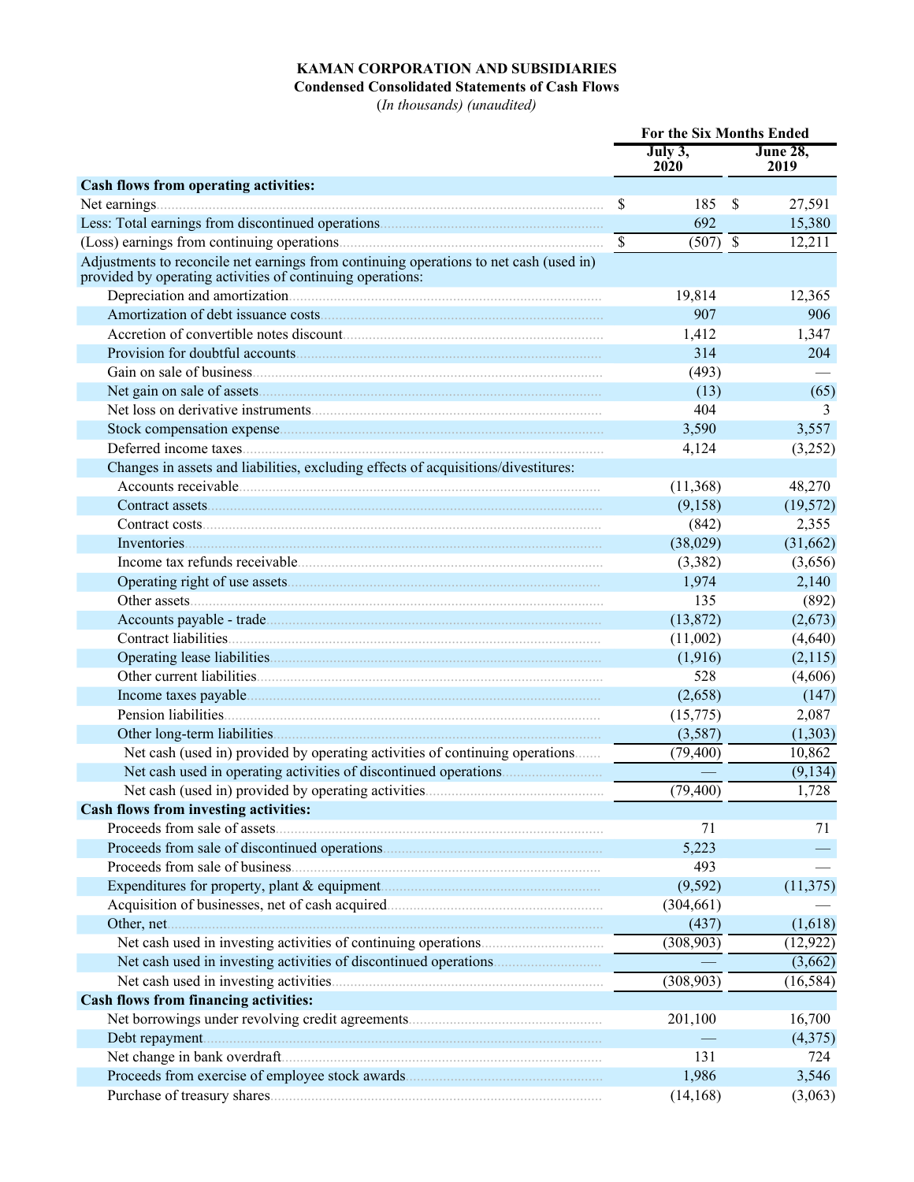**KAMAN CORPORATION AND SUBSIDIARIES**
**Condensed Consolidated Statements of Cash Flows**
(*In thousands*) (*unaudited*)

| | For the Six Months Ended | |
|---|---|---|
| | July 3, 2020 | June 28, 2019 |
| **Cash flows from operating activities:** | | |
| Net earnings | $ 185 | $ 27,591 |
| Less: Total earnings from discontinued operations | 692 | 15,380 |
| (Loss) earnings from continuing operations | $ (507) | $ 12,211 |
| Adjustments to reconcile net earnings from continuing operations to net cash (used in) provided by operating activities of continuing operations: | | |
| Depreciation and amortization | 19,814 | 12,365 |
| Amortization of debt issuance costs | 907 | 906 |
| Accretion of convertible notes discount | 1,412 | 1,347 |
| Provision for doubtful accounts | 314 | 204 |
| Gain on sale of business | (493) | — |
| Net gain on sale of assets | (13) | (65) |
| Net loss on derivative instruments | 404 | 3 |
| Stock compensation expense | 3,590 | 3,557 |
| Deferred income taxes | 4,124 | (3,252) |
| Changes in assets and liabilities, excluding effects of acquisitions/divestitures: | | |
| Accounts receivable | (11,368) | 48,270 |
| Contract assets | (9,158) | (19,572) |
| Contract costs | (842) | 2,355 |
| Inventories | (38,029) | (31,662) |
| Income tax refunds receivable | (3,382) | (3,656) |
| Operating right of use assets | 1,974 | 2,140 |
| Other assets | 135 | (892) |
| Accounts payable - trade | (13,872) | (2,673) |
| Contract liabilities | (11,002) | (4,640) |
| Operating lease liabilities | (1,916) | (2,115) |
| Other current liabilities | 528 | (4,606) |
| Income taxes payable | (2,658) | (147) |
| Pension liabilities | (15,775) | 2,087 |
| Other long-term liabilities | (3,587) | (1,303) |
| Net cash (used in) provided by operating activities of continuing operations | (79,400) | 10,862 |
| Net cash used in operating activities of discontinued operations | — | (9,134) |
| Net cash (used in) provided by operating activities | (79,400) | 1,728 |
| **Cash flows from investing activities:** | | |
| Proceeds from sale of assets | 71 | 71 |
| Proceeds from sale of discontinued operations | 5,223 | — |
| Proceeds from sale of business | 493 | — |
| Expenditures for property, plant & equipment | (9,592) | (11,375) |
| Acquisition of businesses, net of cash acquired | (304,661) | — |
| Other, net | (437) | (1,618) |
| Net cash used in investing activities of continuing operations | (308,903) | (12,922) |
| Net cash used in investing activities of discontinued operations | — | (3,662) |
| Net cash used in investing activities | (308,903) | (16,584) |
| **Cash flows from financing activities:** | | |
| Net borrowings under revolving credit agreements | 201,100 | 16,700 |
| Debt repayment | — | (4,375) |
| Net change in bank overdraft | 131 | 724 |
| Proceeds from exercise of employee stock awards | 1,986 | 3,546 |
| Purchase of treasury shares | (14,168) | (3,063) |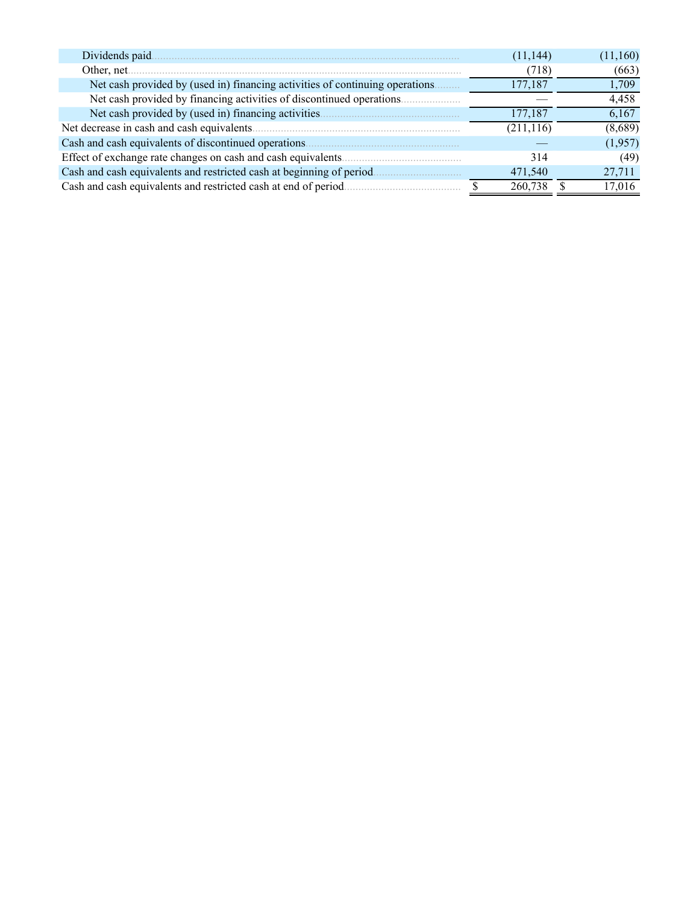| | | |
|---|---|---|
| Dividends paid | (11,144) | (11,160) |
| Other, net | (718) | (663) |
| Net cash provided by (used in) financing activities of continuing operations | 177,187 | 1,709 |
| Net cash provided by financing activities of discontinued operations | — | 4,458 |
| Net cash provided by (used in) financing activities | 177,187 | 6,167 |
| Net decrease in cash and cash equivalents | (211,116) | (8,689) |
| Cash and cash equivalents of discontinued operations | — | (1,957) |
| Effect of exchange rate changes on cash and cash equivalents | 314 | (49) |
| Cash and cash equivalents and restricted cash at beginning of period | 471,540 | 27,711 |
| Cash and cash equivalents and restricted cash at end of period | $ 260,738 | $ 17,016 |